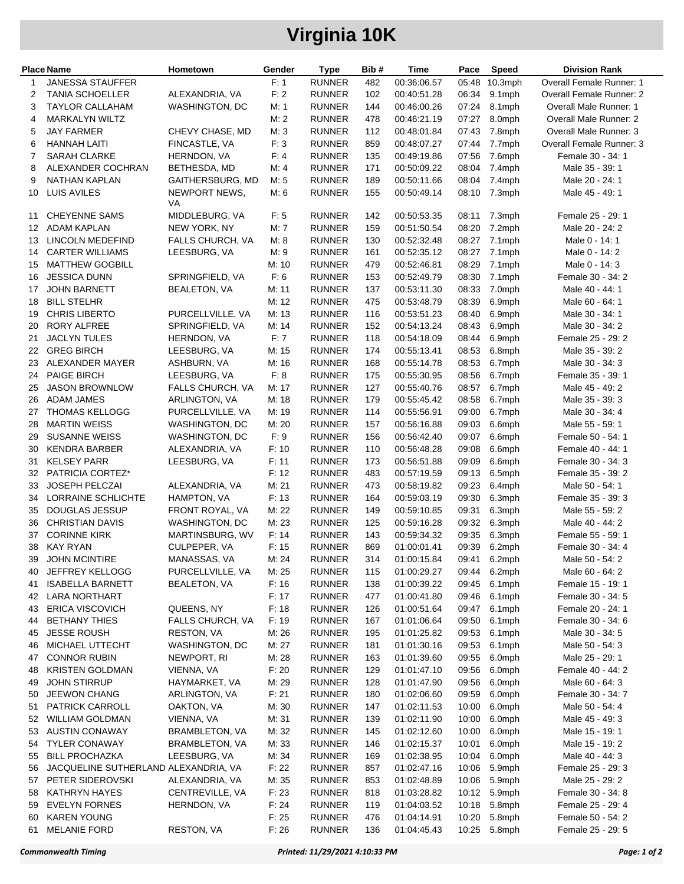# Virginia 10K

| Place | Name | Hometown | Gender | Type | Bib # | Time | Pace | Speed | Division Rank |
|---|---|---|---|---|---|---|---|---|---|
| 1 | JANESSA STAUFFER | | F: 1 | RUNNER | 482 | 00:36:06.57 | 05:48 | 10.3mph | Overall Female Runner: 1 |
| 2 | TANIA SCHOELLER | ALEXANDRIA, VA | F: 2 | RUNNER | 102 | 00:40:51.28 | 06:34 | 9.1mph | Overall Female Runner: 2 |
| 3 | TAYLOR CALLAHAM | WASHINGTON, DC | M: 1 | RUNNER | 144 | 00:46:00.26 | 07:24 | 8.1mph | Overall Male Runner: 1 |
| 4 | MARKALYN WILTZ | | M: 2 | RUNNER | 478 | 00:46:21.19 | 07:27 | 8.0mph | Overall Male Runner: 2 |
| 5 | JAY FARMER | CHEVY CHASE, MD | M: 3 | RUNNER | 112 | 00:48:01.84 | 07:43 | 7.8mph | Overall Male Runner: 3 |
| 6 | HANNAH LAITI | FINCASTLE, VA | F: 3 | RUNNER | 859 | 00:48:07.27 | 07:44 | 7.7mph | Overall Female Runner: 3 |
| 7 | SARAH CLARKE | HERNDON, VA | F: 4 | RUNNER | 135 | 00:49:19.86 | 07:56 | 7.6mph | Female 30 - 34: 1 |
| 8 | ALEXANDER COCHRAN | BETHESDA, MD | M: 4 | RUNNER | 171 | 00:50:09.22 | 08:04 | 7.4mph | Male 35 - 39: 1 |
| 9 | NATHAN KAPLAN | GAITHERSBURG, MD | M: 5 | RUNNER | 189 | 00:50:11.66 | 08:04 | 7.4mph | Male 20 - 24: 1 |
| 10 | LUIS AVILES | NEWPORT NEWS, VA | M: 6 | RUNNER | 155 | 00:50:49.14 | 08:10 | 7.3mph | Male 45 - 49: 1 |
| 11 | CHEYENNE SAMS | MIDDLEBURG, VA | F: 5 | RUNNER | 142 | 00:50:53.35 | 08:11 | 7.3mph | Female 25 - 29: 1 |
| 12 | ADAM KAPLAN | NEW YORK, NY | M: 7 | RUNNER | 159 | 00:51:50.54 | 08:20 | 7.2mph | Male 20 - 24: 2 |
| 13 | LINCOLN MEDEFIND | FALLS CHURCH, VA | M: 8 | RUNNER | 130 | 00:52:32.48 | 08:27 | 7.1mph | Male 0 - 14: 1 |
| 14 | CARTER WILLIAMS | LEESBURG, VA | M: 9 | RUNNER | 161 | 00:52:35.12 | 08:27 | 7.1mph | Male 0 - 14: 2 |
| 15 | MATTHEW GOGBILL | | M: 10 | RUNNER | 479 | 00:52:46.81 | 08:29 | 7.1mph | Male 0 - 14: 3 |
| 16 | JESSICA DUNN | SPRINGFIELD, VA | F: 6 | RUNNER | 153 | 00:52:49.79 | 08:30 | 7.1mph | Female 30 - 34: 2 |
| 17 | JOHN BARNETT | BEALETON, VA | M: 11 | RUNNER | 137 | 00:53:11.30 | 08:33 | 7.0mph | Male 40 - 44: 1 |
| 18 | BILL STELHR | | M: 12 | RUNNER | 475 | 00:53:48.79 | 08:39 | 6.9mph | Male 60 - 64: 1 |
| 19 | CHRIS LIBERTO | PURCELLVILLE, VA | M: 13 | RUNNER | 116 | 00:53:51.23 | 08:40 | 6.9mph | Male 30 - 34: 1 |
| 20 | RORY ALFREE | SPRINGFIELD, VA | M: 14 | RUNNER | 152 | 00:54:13.24 | 08:43 | 6.9mph | Male 30 - 34: 2 |
| 21 | JACLYN TULES | HERNDON, VA | F: 7 | RUNNER | 118 | 00:54:18.09 | 08:44 | 6.9mph | Female 25 - 29: 2 |
| 22 | GREG BIRCH | LEESBURG, VA | M: 15 | RUNNER | 174 | 00:55:13.41 | 08:53 | 6.8mph | Male 35 - 39: 2 |
| 23 | ALEXANDER MAYER | ASHBURN, VA | M: 16 | RUNNER | 168 | 00:55:14.78 | 08:53 | 6.7mph | Male 30 - 34: 3 |
| 24 | PAIGE BIRCH | LEESBURG, VA | F: 8 | RUNNER | 175 | 00:55:30.95 | 08:56 | 6.7mph | Female 35 - 39: 1 |
| 25 | JASON BROWNLOW | FALLS CHURCH, VA | M: 17 | RUNNER | 127 | 00:55:40.76 | 08:57 | 6.7mph | Male 45 - 49: 2 |
| 26 | ADAM JAMES | ARLINGTON, VA | M: 18 | RUNNER | 179 | 00:55:45.42 | 08:58 | 6.7mph | Male 35 - 39: 3 |
| 27 | THOMAS KELLOGG | PURCELLVILLE, VA | M: 19 | RUNNER | 114 | 00:55:56.91 | 09:00 | 6.7mph | Male 30 - 34: 4 |
| 28 | MARTIN WEISS | WASHINGTON, DC | M: 20 | RUNNER | 157 | 00:56:16.88 | 09:03 | 6.6mph | Male 55 - 59: 1 |
| 29 | SUSANNE WEISS | WASHINGTON, DC | F: 9 | RUNNER | 156 | 00:56:42.40 | 09:07 | 6.6mph | Female 50 - 54: 1 |
| 30 | KENDRA BARBER | ALEXANDRIA, VA | F: 10 | RUNNER | 110 | 00:56:48.28 | 09:08 | 6.6mph | Female 40 - 44: 1 |
| 31 | KELSEY PARR | LEESBURG, VA | F: 11 | RUNNER | 173 | 00:56:51.88 | 09:09 | 6.6mph | Female 30 - 34: 3 |
| 32 | PATRICIA CORTEZ* | | F: 12 | RUNNER | 483 | 00:57:19.59 | 09:13 | 6.5mph | Female 35 - 39: 2 |
| 33 | JOSEPH PELCZAI | ALEXANDRIA, VA | M: 21 | RUNNER | 473 | 00:58:19.82 | 09:23 | 6.4mph | Male 50 - 54: 1 |
| 34 | LORRAINE SCHLICHTE | HAMPTON, VA | F: 13 | RUNNER | 164 | 00:59:03.19 | 09:30 | 6.3mph | Female 35 - 39: 3 |
| 35 | DOUGLAS JESSUP | FRONT ROYAL, VA | M: 22 | RUNNER | 149 | 00:59:10.85 | 09:31 | 6.3mph | Male 55 - 59: 2 |
| 36 | CHRISTIAN DAVIS | WASHINGTON, DC | M: 23 | RUNNER | 125 | 00:59:16.28 | 09:32 | 6.3mph | Male 40 - 44: 2 |
| 37 | CORINNE KIRK | MARTINSBURG, WV | F: 14 | RUNNER | 143 | 00:59:34.32 | 09:35 | 6.3mph | Female 55 - 59: 1 |
| 38 | KAY RYAN | CULPEPER, VA | F: 15 | RUNNER | 869 | 01:00:01.41 | 09:39 | 6.2mph | Female 30 - 34: 4 |
| 39 | JOHN MCINTIRE | MANASSAS, VA | M: 24 | RUNNER | 314 | 01:00:15.84 | 09:41 | 6.2mph | Male 50 - 54: 2 |
| 40 | JEFFREY KELLOGG | PURCELLVILLE, VA | M: 25 | RUNNER | 115 | 01:00:29.27 | 09:44 | 6.2mph | Male 60 - 64: 2 |
| 41 | ISABELLA BARNETT | BEALETON, VA | F: 16 | RUNNER | 138 | 01:00:39.22 | 09:45 | 6.1mph | Female 15 - 19: 1 |
| 42 | LARA NORTHART | | F: 17 | RUNNER | 477 | 01:00:41.80 | 09:46 | 6.1mph | Female 30 - 34: 5 |
| 43 | ERICA VISCOVICH | QUEENS, NY | F: 18 | RUNNER | 126 | 01:00:51.64 | 09:47 | 6.1mph | Female 20 - 24: 1 |
| 44 | BETHANY THIES | FALLS CHURCH, VA | F: 19 | RUNNER | 167 | 01:01:06.64 | 09:50 | 6.1mph | Female 30 - 34: 6 |
| 45 | JESSE ROUSH | RESTON, VA | M: 26 | RUNNER | 195 | 01:01:25.82 | 09:53 | 6.1mph | Male 30 - 34: 5 |
| 46 | MICHAEL UTTECHT | WASHINGTON, DC | M: 27 | RUNNER | 181 | 01:01:30.16 | 09:53 | 6.1mph | Male 50 - 54: 3 |
| 47 | CONNOR RUBIN | NEWPORT, RI | M: 28 | RUNNER | 163 | 01:01:39.60 | 09:55 | 6.0mph | Male 25 - 29: 1 |
| 48 | KRISTEN GOLDMAN | VIENNA, VA | F: 20 | RUNNER | 129 | 01:01:47.10 | 09:56 | 6.0mph | Female 40 - 44: 2 |
| 49 | JOHN STIRRUP | HAYMARKET, VA | M: 29 | RUNNER | 128 | 01:01:47.90 | 09:56 | 6.0mph | Male 60 - 64: 3 |
| 50 | JEEWON CHANG | ARLINGTON, VA | F: 21 | RUNNER | 180 | 01:02:06.60 | 09:59 | 6.0mph | Female 30 - 34: 7 |
| 51 | PATRICK CARROLL | OAKTON, VA | M: 30 | RUNNER | 147 | 01:02:11.53 | 10:00 | 6.0mph | Male 50 - 54: 4 |
| 52 | WILLIAM GOLDMAN | VIENNA, VA | M: 31 | RUNNER | 139 | 01:02:11.90 | 10:00 | 6.0mph | Male 45 - 49: 3 |
| 53 | AUSTIN CONAWAY | BRAMBLETON, VA | M: 32 | RUNNER | 145 | 01:02:12.60 | 10:00 | 6.0mph | Male 15 - 19: 1 |
| 54 | TYLER CONAWAY | BRAMBLETON, VA | M: 33 | RUNNER | 146 | 01:02:15.37 | 10:01 | 6.0mph | Male 15 - 19: 2 |
| 55 | BILL PROCHAZKA | LEESBURG, VA | M: 34 | RUNNER | 169 | 01:02:38.95 | 10:04 | 6.0mph | Male 40 - 44: 3 |
| 56 | JACQUELINE SUTHERLAND | ALEXANDRIA, VA | F: 22 | RUNNER | 857 | 01:02:47.16 | 10:06 | 5.9mph | Female 25 - 29: 3 |
| 57 | PETER SIDEROVSKI | ALEXANDRIA, VA | M: 35 | RUNNER | 853 | 01:02:48.89 | 10:06 | 5.9mph | Male 25 - 29: 2 |
| 58 | KATHRYN HAYES | CENTREVILLE, VA | F: 23 | RUNNER | 818 | 01:03:28.82 | 10:12 | 5.9mph | Female 30 - 34: 8 |
| 59 | EVELYN FORNES | HERNDON, VA | F: 24 | RUNNER | 119 | 01:04:03.52 | 10:18 | 5.8mph | Female 25 - 29: 4 |
| 60 | KAREN YOUNG | | F: 25 | RUNNER | 476 | 01:04:14.91 | 10:20 | 5.8mph | Female 50 - 54: 2 |
| 61 | MELANIE FORD | RESTON, VA | F: 26 | RUNNER | 136 | 01:04:45.43 | 10:25 | 5.8mph | Female 25 - 29: 5 |

*Commonwealth Timing* *Printed: 11/29/2021 4:10:33 PM*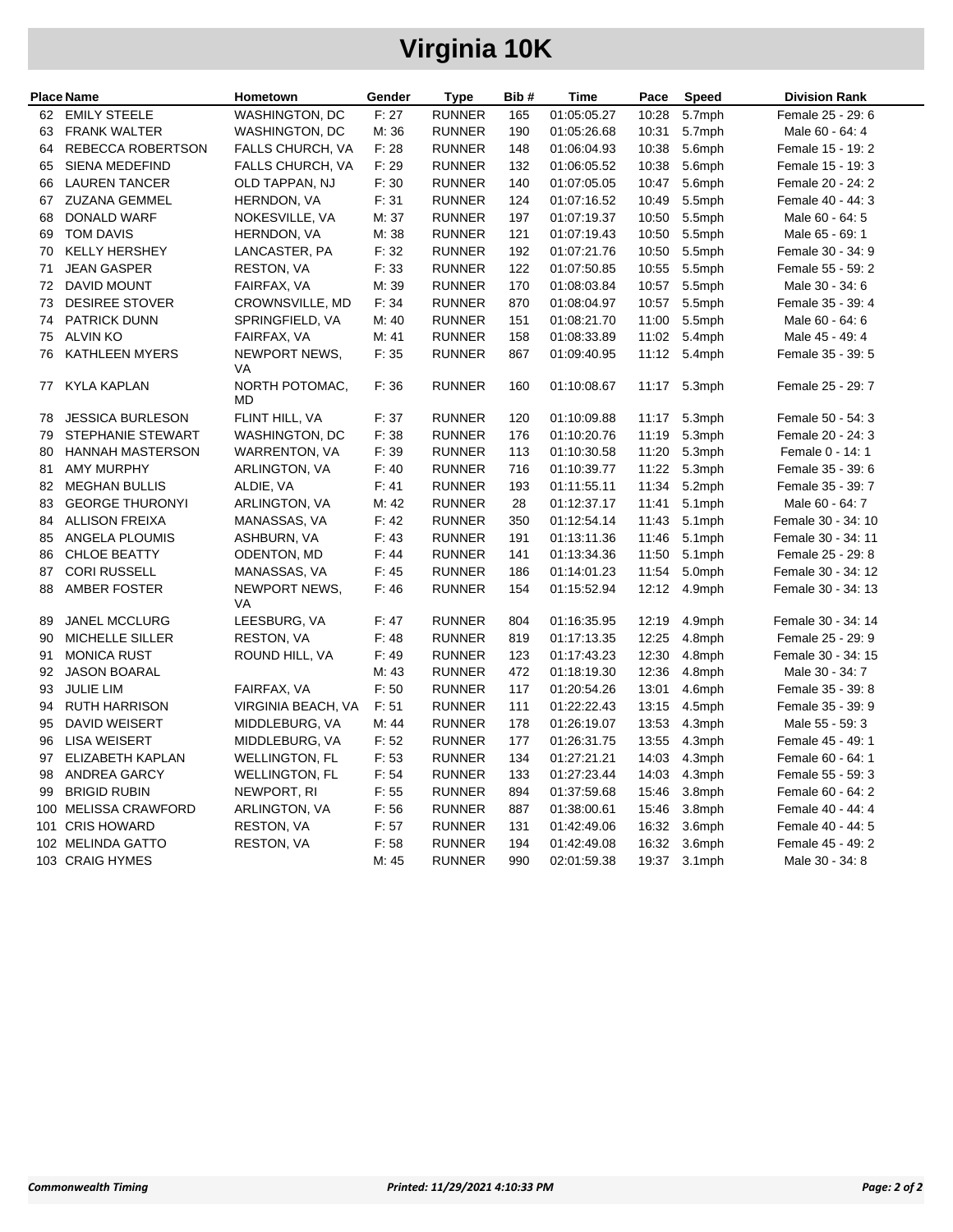# Virginia 10K

| Place | Name | Hometown | Gender | Type | Bib # | Time | Pace | Speed | Division Rank |
|---|---|---|---|---|---|---|---|---|---|
| 62 | EMILY STEELE | WASHINGTON, DC | F: 27 | RUNNER | 165 | 01:05:05.27 | 10:28 | 5.7mph | Female 25 - 29: 6 |
| 63 | FRANK WALTER | WASHINGTON, DC | M: 36 | RUNNER | 190 | 01:05:26.68 | 10:31 | 5.7mph | Male 60 - 64: 4 |
| 64 | REBECCA ROBERTSON | FALLS CHURCH, VA | F: 28 | RUNNER | 148 | 01:06:04.93 | 10:38 | 5.6mph | Female 15 - 19: 2 |
| 65 | SIENA MEDEFIND | FALLS CHURCH, VA | F: 29 | RUNNER | 132 | 01:06:05.52 | 10:38 | 5.6mph | Female 15 - 19: 3 |
| 66 | LAUREN TANCER | OLD TAPPAN, NJ | F: 30 | RUNNER | 140 | 01:07:05.05 | 10:47 | 5.6mph | Female 20 - 24: 2 |
| 67 | ZUZANA GEMMEL | HERNDON, VA | F: 31 | RUNNER | 124 | 01:07:16.52 | 10:49 | 5.5mph | Female 40 - 44: 3 |
| 68 | DONALD WARF | NOKESVILLE, VA | M: 37 | RUNNER | 197 | 01:07:19.37 | 10:50 | 5.5mph | Male 60 - 64: 5 |
| 69 | TOM DAVIS | HERNDON, VA | M: 38 | RUNNER | 121 | 01:07:19.43 | 10:50 | 5.5mph | Male 65 - 69: 1 |
| 70 | KELLY HERSHEY | LANCASTER, PA | F: 32 | RUNNER | 192 | 01:07:21.76 | 10:50 | 5.5mph | Female 30 - 34: 9 |
| 71 | JEAN GASPER | RESTON, VA | F: 33 | RUNNER | 122 | 01:07:50.85 | 10:55 | 5.5mph | Female 55 - 59: 2 |
| 72 | DAVID MOUNT | FAIRFAX, VA | M: 39 | RUNNER | 170 | 01:08:03.84 | 10:57 | 5.5mph | Male 30 - 34: 6 |
| 73 | DESIREE STOVER | CROWNSVILLE, MD | F: 34 | RUNNER | 870 | 01:08:04.97 | 10:57 | 5.5mph | Female 35 - 39: 4 |
| 74 | PATRICK DUNN | SPRINGFIELD, VA | M: 40 | RUNNER | 151 | 01:08:21.70 | 11:00 | 5.5mph | Male 60 - 64: 6 |
| 75 | ALVIN KO | FAIRFAX, VA | M: 41 | RUNNER | 158 | 01:08:33.89 | 11:02 | 5.4mph | Male 45 - 49: 4 |
| 76 | KATHLEEN MYERS | NEWPORT NEWS, VA | F: 35 | RUNNER | 867 | 01:09:40.95 | 11:12 | 5.4mph | Female 35 - 39: 5 |
| 77 | KYLA KAPLAN | NORTH POTOMAC, MD | F: 36 | RUNNER | 160 | 01:10:08.67 | 11:17 | 5.3mph | Female 25 - 29: 7 |
| 78 | JESSICA BURLESON | FLINT HILL, VA | F: 37 | RUNNER | 120 | 01:10:09.88 | 11:17 | 5.3mph | Female 50 - 54: 3 |
| 79 | STEPHANIE STEWART | WASHINGTON, DC | F: 38 | RUNNER | 176 | 01:10:20.76 | 11:19 | 5.3mph | Female 20 - 24: 3 |
| 80 | HANNAH MASTERSON | WARRENTON, VA | F: 39 | RUNNER | 113 | 01:10:30.58 | 11:20 | 5.3mph | Female 0 - 14: 1 |
| 81 | AMY MURPHY | ARLINGTON, VA | F: 40 | RUNNER | 716 | 01:10:39.77 | 11:22 | 5.3mph | Female 35 - 39: 6 |
| 82 | MEGHAN BULLIS | ALDIE, VA | F: 41 | RUNNER | 193 | 01:11:55.11 | 11:34 | 5.2mph | Female 35 - 39: 7 |
| 83 | GEORGE THURONYI | ARLINGTON, VA | M: 42 | RUNNER | 28 | 01:12:37.17 | 11:41 | 5.1mph | Male 60 - 64: 7 |
| 84 | ALLISON FREIXA | MANASSAS, VA | F: 42 | RUNNER | 350 | 01:12:54.14 | 11:43 | 5.1mph | Female 30 - 34: 10 |
| 85 | ANGELA PLOUMIS | ASHBURN, VA | F: 43 | RUNNER | 191 | 01:13:11.36 | 11:46 | 5.1mph | Female 30 - 34: 11 |
| 86 | CHLOE BEATTY | ODENTON, MD | F: 44 | RUNNER | 141 | 01:13:34.36 | 11:50 | 5.1mph | Female 25 - 29: 8 |
| 87 | CORI RUSSELL | MANASSAS, VA | F: 45 | RUNNER | 186 | 01:14:01.23 | 11:54 | 5.0mph | Female 30 - 34: 12 |
| 88 | AMBER FOSTER | NEWPORT NEWS, VA | F: 46 | RUNNER | 154 | 01:15:52.94 | 12:12 | 4.9mph | Female 30 - 34: 13 |
| 89 | JANEL MCCLURG | LEESBURG, VA | F: 47 | RUNNER | 804 | 01:16:35.95 | 12:19 | 4.9mph | Female 30 - 34: 14 |
| 90 | MICHELLE SILLER | RESTON, VA | F: 48 | RUNNER | 819 | 01:17:13.35 | 12:25 | 4.8mph | Female 25 - 29: 9 |
| 91 | MONICA RUST | ROUND HILL, VA | F: 49 | RUNNER | 123 | 01:17:43.23 | 12:30 | 4.8mph | Female 30 - 34: 15 |
| 92 | JASON BOARAL | | M: 43 | RUNNER | 472 | 01:18:19.30 | 12:36 | 4.8mph | Male 30 - 34: 7 |
| 93 | JULIE LIM | FAIRFAX, VA | F: 50 | RUNNER | 117 | 01:20:54.26 | 13:01 | 4.6mph | Female 35 - 39: 8 |
| 94 | RUTH HARRISON | VIRGINIA BEACH, VA | F: 51 | RUNNER | 111 | 01:22:22.43 | 13:15 | 4.5mph | Female 35 - 39: 9 |
| 95 | DAVID WEISERT | MIDDLEBURG, VA | M: 44 | RUNNER | 178 | 01:26:19.07 | 13:53 | 4.3mph | Male 55 - 59: 3 |
| 96 | LISA WEISERT | MIDDLEBURG, VA | F: 52 | RUNNER | 177 | 01:26:31.75 | 13:55 | 4.3mph | Female 45 - 49: 1 |
| 97 | ELIZABETH KAPLAN | WELLINGTON, FL | F: 53 | RUNNER | 134 | 01:27:21.21 | 14:03 | 4.3mph | Female 60 - 64: 1 |
| 98 | ANDREA GARCY | WELLINGTON, FL | F: 54 | RUNNER | 133 | 01:27:23.44 | 14:03 | 4.3mph | Female 55 - 59: 3 |
| 99 | BRIGID RUBIN | NEWPORT, RI | F: 55 | RUNNER | 894 | 01:37:59.68 | 15:46 | 3.8mph | Female 60 - 64: 2 |
| 100 | MELISSA CRAWFORD | ARLINGTON, VA | F: 56 | RUNNER | 887 | 01:38:00.61 | 15:46 | 3.8mph | Female 40 - 44: 4 |
| 101 | CRIS HOWARD | RESTON, VA | F: 57 | RUNNER | 131 | 01:42:49.06 | 16:32 | 3.6mph | Female 40 - 44: 5 |
| 102 | MELINDA GATTO | RESTON, VA | F: 58 | RUNNER | 194 | 01:42:49.08 | 16:32 | 3.6mph | Female 45 - 49: 2 |
| 103 | CRAIG HYMES | | M: 45 | RUNNER | 990 | 02:01:59.38 | 19:37 | 3.1mph | Male 30 - 34: 8 |

*Commonwealth Timing* *Printed: 11/29/2021 4:10:33 PM*